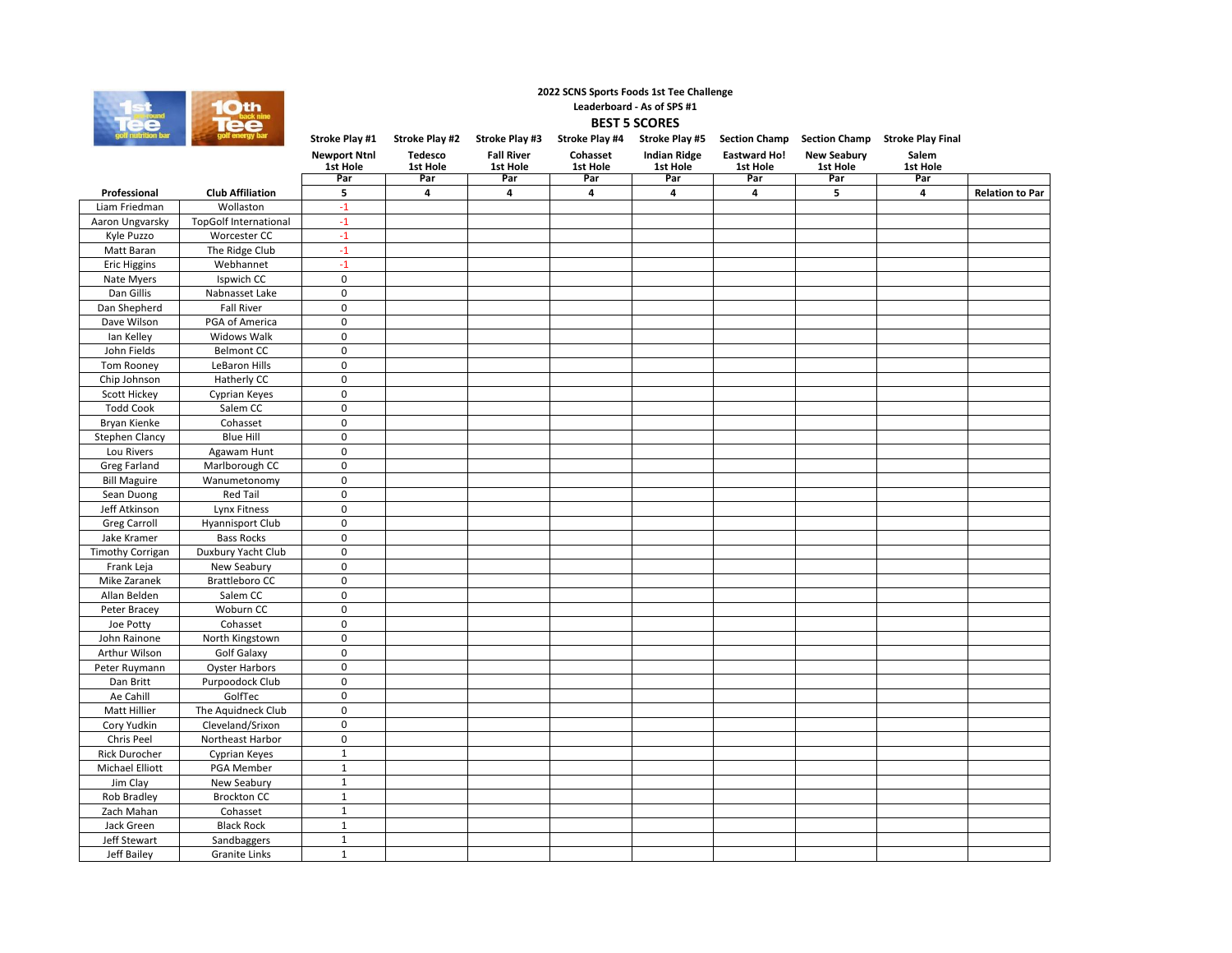2022 SCNS Sports Foods 1st Tee Challenge

Leaderboard - As of SPS #1

**BEST 5 SCORES**

| | | Stroke Play #1 | Stroke Play #2 | Stroke Play #3 | Stroke Play #4 | Stroke Play #5 | Section Champ | Section Champ | Stroke Play Final | |
|---|---|---|---|---|---|---|---|---|---|---|
| | | Newport Ntnl 1st Hole | Tedesco 1st Hole | Fall River 1st Hole | Cohasset 1st Hole | Indian Ridge 1st Hole | Eastward Ho! 1st Hole | New Seabury 1st Hole | Salem 1st Hole | |
| | | Par | Par | Par | Par | Par | Par | Par | Par | |
| **Professional** | **Club Affiliation** | **5** | **4** | **4** | **4** | **4** | **4** | **5** | **4** | **Relation to Par** |
| Liam Friedman | Wollaston | -1 | | | | | | | | |
| Aaron Ungvarsky | TopGolf International | -1 | | | | | | | | |
| Kyle Puzzo | Worcester CC | -1 | | | | | | | | |
| Matt Baran | The Ridge Club | -1 | | | | | | | | |
| Eric Higgins | Webhannet | -1 | | | | | | | | |
| Nate Myers | Ispwich CC | 0 | | | | | | | | |
| Dan Gillis | Nabnasset Lake | 0 | | | | | | | | |
| Dan Shepherd | Fall River | 0 | | | | | | | | |
| Dave Wilson | PGA of America | 0 | | | | | | | | |
| Ian Kelley | Widows Walk | 0 | | | | | | | | |
| John Fields | Belmont CC | 0 | | | | | | | | |
| Tom Rooney | LeBaron Hills | 0 | | | | | | | | |
| Chip Johnson | Hatherly CC | 0 | | | | | | | | |
| Scott Hickey | Cyprian Keyes | 0 | | | | | | | | |
| Todd Cook | Salem CC | 0 | | | | | | | | |
| Bryan Kienke | Cohasset | 0 | | | | | | | | |
| Stephen Clancy | Blue Hill | 0 | | | | | | | | |
| Lou Rivers | Agawam Hunt | 0 | | | | | | | | |
| Greg Farland | Marlborough CC | 0 | | | | | | | | |
| Bill Maguire | Wanumetonomy | 0 | | | | | | | | |
| Sean Duong | Red Tail | 0 | | | | | | | | |
| Jeff Atkinson | Lynx Fitness | 0 | | | | | | | | |
| Greg Carroll | Hyannisport Club | 0 | | | | | | | | |
| Jake Kramer | Bass Rocks | 0 | | | | | | | | |
| Timothy Corrigan | Duxbury Yacht Club | 0 | | | | | | | | |
| Frank Leja | New Seabury | 0 | | | | | | | | |
| Mike Zaranek | Brattleboro CC | 0 | | | | | | | | |
| Allan Belden | Salem CC | 0 | | | | | | | | |
| Peter Bracey | Woburn CC | 0 | | | | | | | | |
| Joe Potty | Cohasset | 0 | | | | | | | | |
| John Rainone | North Kingstown | 0 | | | | | | | | |
| Arthur Wilson | Golf Galaxy | 0 | | | | | | | | |
| Peter Ruymann | Oyster Harbors | 0 | | | | | | | | |
| Dan Britt | Purpoodock Club | 0 | | | | | | | | |
| Ae Cahill | GolfTec | 0 | | | | | | | | |
| Matt Hillier | The Aquidneck Club | 0 | | | | | | | | |
| Cory Yudkin | Cleveland/Srixon | 0 | | | | | | | | |
| Chris Peel | Northeast Harbor | 0 | | | | | | | | |
| Rick Durocher | Cyprian Keyes | 1 | | | | | | | | |
| Michael Elliott | PGA Member | 1 | | | | | | | | |
| Jim Clay | New Seabury | 1 | | | | | | | | |
| Rob Bradley | Brockton CC | 1 | | | | | | | | |
| Zach Mahan | Cohasset | 1 | | | | | | | | |
| Jack Green | Black Rock | 1 | | | | | | | | |
| Jeff Stewart | Sandbaggers | 1 | | | | | | | | |
| Jeff Bailey | Granite Links | 1 | | | | | | | | |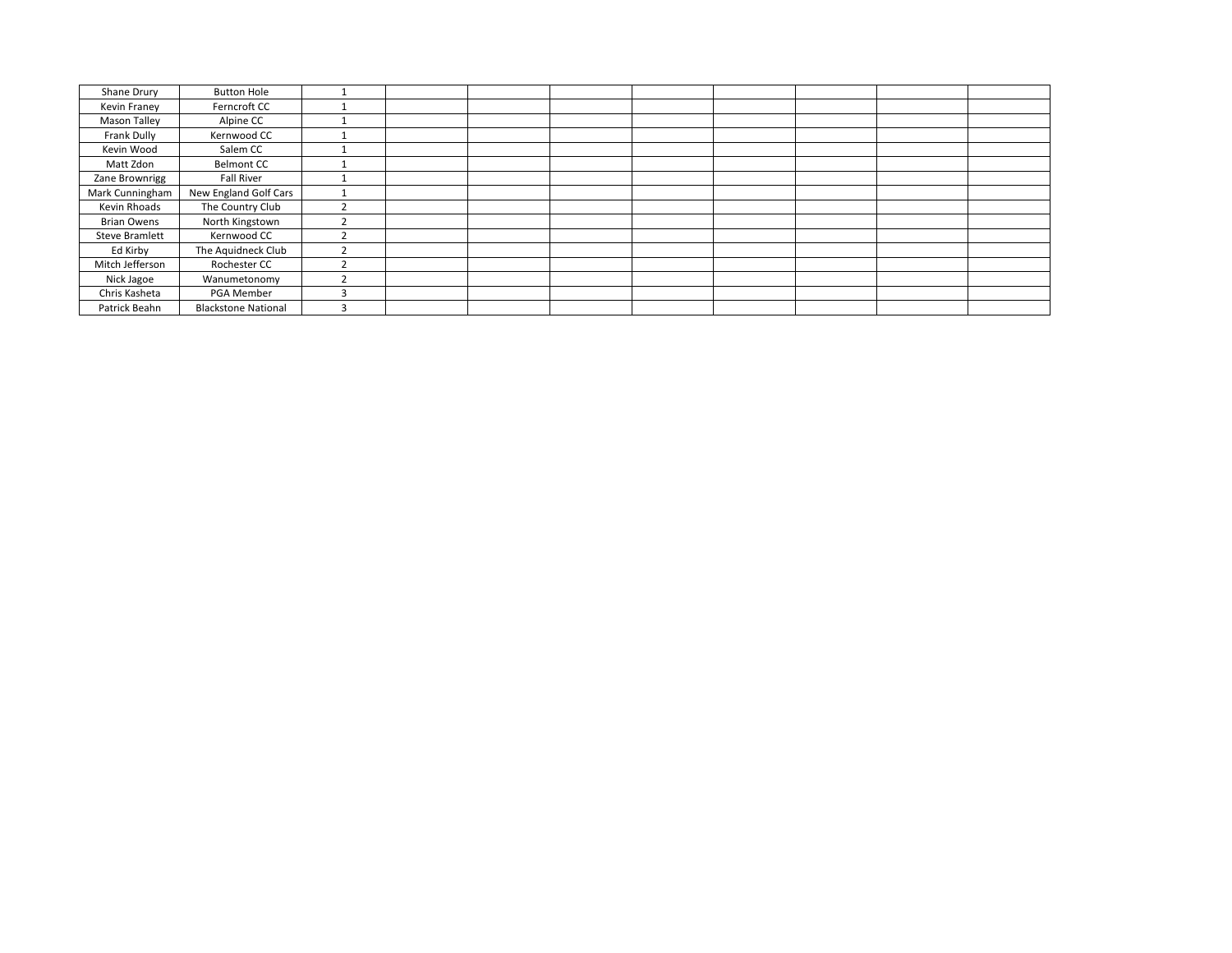| | | | | | | | | | | |
|---|---|---|---|---|---|---|---|---|---|---|
| Shane Drury | Button Hole | 1 | | | | | | | | |
| Kevin Franey | Ferncroft CC | 1 | | | | | | | | |
| Mason Talley | Alpine CC | 1 | | | | | | | | |
| Frank Dully | Kernwood CC | 1 | | | | | | | | |
| Kevin Wood | Salem CC | 1 | | | | | | | | |
| Matt Zdon | Belmont CC | 1 | | | | | | | | |
| Zane Brownrigg | Fall River | 1 | | | | | | | | |
| Mark Cunningham | New England Golf Cars | 1 | | | | | | | | |
| Kevin Rhoads | The Country Club | 2 | | | | | | | | |
| Brian Owens | North Kingstown | 2 | | | | | | | | |
| Steve Bramlett | Kernwood CC | 2 | | | | | | | | |
| Ed Kirby | The Aquidneck Club | 2 | | | | | | | | |
| Mitch Jefferson | Rochester CC | 2 | | | | | | | | |
| Nick Jagoe | Wanumetonomy | 2 | | | | | | | | |
| Chris Kasheta | PGA Member | 3 | | | | | | | | |
| Patrick Beahn | Blackstone National | 3 | | | | | | | | |